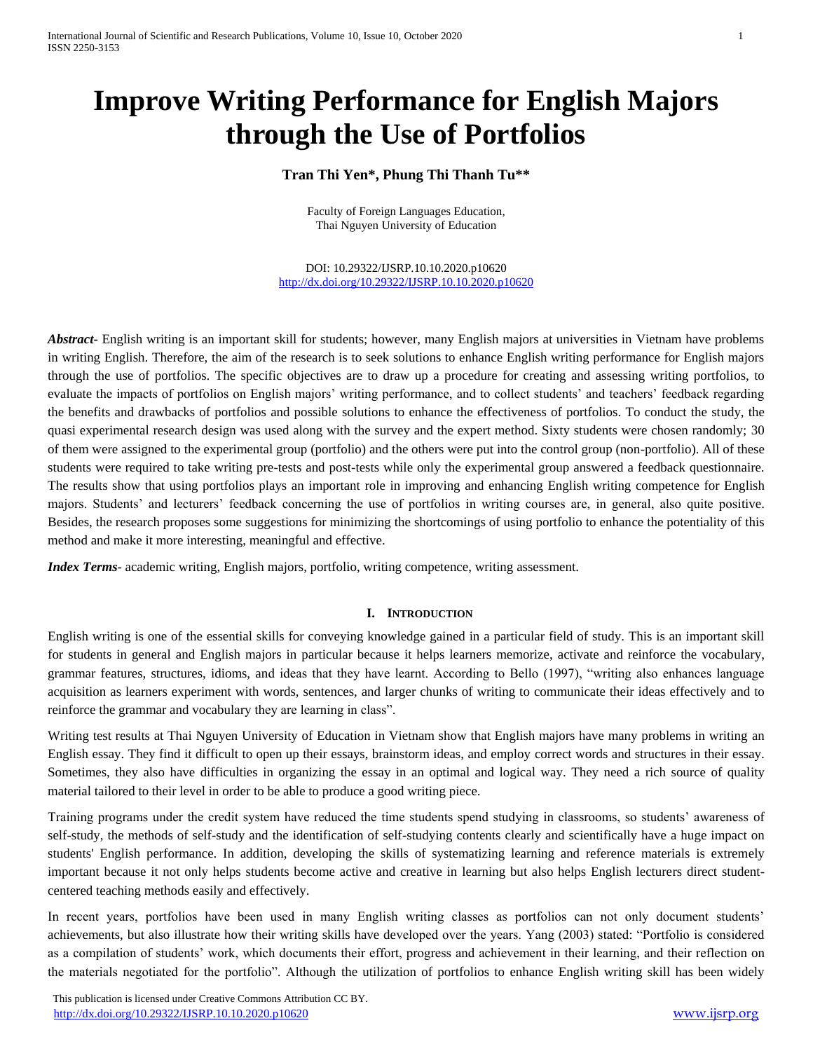# Improve Writing Performance for English Majors through the Use of Portfolios

**Tran Thi Yen\*, Phung Thi Thanh Tu\*\***

Faculty of Foreign Languages Education,
Thai Nguyen University of Education

DOI: 10.29322/IJSRP.10.10.2020.p10620
http://dx.doi.org/10.29322/IJSRP.10.10.2020.p10620

***Abstract***- English writing is an important skill for students; however, many English majors at universities in Vietnam have problems in writing English. Therefore, the aim of the research is to seek solutions to enhance English writing performance for English majors through the use of portfolios. The specific objectives are to draw up a procedure for creating and assessing writing portfolios, to evaluate the impacts of portfolios on English majors' writing performance, and to collect students' and teachers' feedback regarding the benefits and drawbacks of portfolios and possible solutions to enhance the effectiveness of portfolios. To conduct the study, the quasi experimental research design was used along with the survey and the expert method. Sixty students were chosen randomly; 30 of them were assigned to the experimental group (portfolio) and the others were put into the control group (non-portfolio). All of these students were required to take writing pre-tests and post-tests while only the experimental group answered a feedback questionnaire. The results show that using portfolios plays an important role in improving and enhancing English writing competence for English majors. Students' and lecturers' feedback concerning the use of portfolios in writing courses are, in general, also quite positive. Besides, the research proposes some suggestions for minimizing the shortcomings of using portfolio to enhance the potentiality of this method and make it more interesting, meaningful and effective.

***Index Terms***- academic writing, English majors, portfolio, writing competence, writing assessment.

## I. Introduction

English writing is one of the essential skills for conveying knowledge gained in a particular field of study. This is an important skill for students in general and English majors in particular because it helps learners memorize, activate and reinforce the vocabulary, grammar features, structures, idioms, and ideas that they have learnt. According to Bello (1997), "writing also enhances language acquisition as learners experiment with words, sentences, and larger chunks of writing to communicate their ideas effectively and to reinforce the grammar and vocabulary they are learning in class".

Writing test results at Thai Nguyen University of Education in Vietnam show that English majors have many problems in writing an English essay. They find it difficult to open up their essays, brainstorm ideas, and employ correct words and structures in their essay. Sometimes, they also have difficulties in organizing the essay in an optimal and logical way. They need a rich source of quality material tailored to their level in order to be able to produce a good writing piece.

Training programs under the credit system have reduced the time students spend studying in classrooms, so students' awareness of self-study, the methods of self-study and the identification of self-studying contents clearly and scientifically have a huge impact on students' English performance. In addition, developing the skills of systematizing learning and reference materials is extremely important because it not only helps students become active and creative in learning but also helps English lecturers direct student-centered teaching methods easily and effectively.

In recent years, portfolios have been used in many English writing classes as portfolios can not only document students' achievements, but also illustrate how their writing skills have developed over the years. Yang (2003) stated: "Portfolio is considered as a compilation of students' work, which documents their effort, progress and achievement in their learning, and their reflection on the materials negotiated for the portfolio". Although the utilization of portfolios to enhance English writing skill has been widely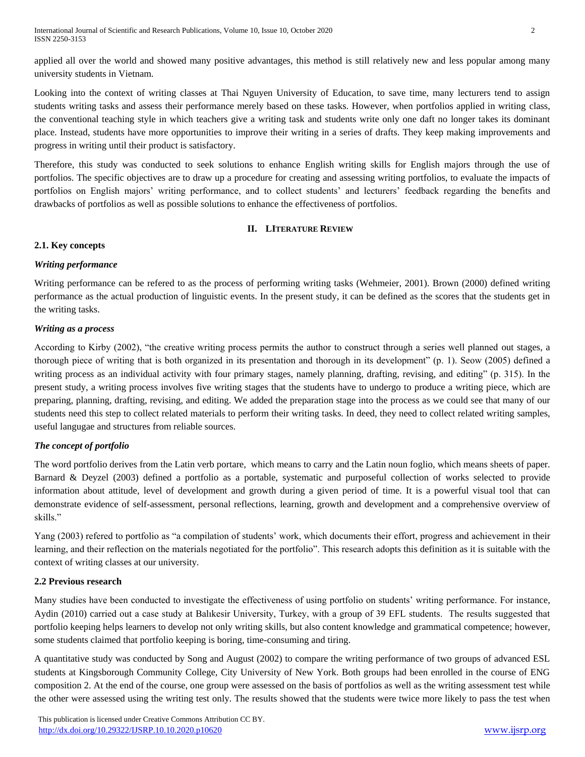applied all over the world and showed many positive advantages, this method is still relatively new and less popular among many university students in Vietnam.

Looking into the context of writing classes at Thai Nguyen University of Education, to save time, many lecturers tend to assign students writing tasks and assess their performance merely based on these tasks. However, when portfolios applied in writing class, the conventional teaching style in which teachers give a writing task and students write only one daft no longer takes its dominant place. Instead, students have more opportunities to improve their writing in a series of drafts. They keep making improvements and progress in writing until their product is satisfactory.

Therefore, this study was conducted to seek solutions to enhance English writing skills for English majors through the use of portfolios. The specific objectives are to draw up a procedure for creating and assessing writing portfolios, to evaluate the impacts of portfolios on English majors' writing performance, and to collect students' and lecturers' feedback regarding the benefits and drawbacks of portfolios as well as possible solutions to enhance the effectiveness of portfolios.

## II. LITERATURE REVIEW

### 2.1. Key concepts

***Writing performance***

Writing performance can be refered to as the process of performing writing tasks (Wehmeier, 2001). Brown (2000) defined writing performance as the actual production of linguistic events. In the present study, it can be defined as the scores that the students get in the writing tasks.

***Writing as a process***

According to Kirby (2002), "the creative writing process permits the author to construct through a series well planned out stages, a thorough piece of writing that is both organized in its presentation and thorough in its development" (p. 1). Seow (2005) defined a writing process as an individual activity with four primary stages, namely planning, drafting, revising, and editing" (p. 315). In the present study, a writing process involves five writing stages that the students have to undergo to produce a writing piece, which are preparing, planning, drafting, revising, and editing. We added the preparation stage into the process as we could see that many of our students need this step to collect related materials to perform their writing tasks. In deed, they need to collect related writing samples, useful langugae and structures from reliable sources.

***The concept of portfolio***

The word portfolio derives from the Latin verb portare, which means to carry and the Latin noun foglio, which means sheets of paper. Barnard & Deyzel (2003) defined a portfolio as a portable, systematic and purposeful collection of works selected to provide information about attitude, level of development and growth during a given period of time. It is a powerful visual tool that can demonstrate evidence of self-assessment, personal reflections, learning, growth and development and a comprehensive overview of skills."

Yang (2003) refered to portfolio as "a compilation of students' work, which documents their effort, progress and achievement in their learning, and their reflection on the materials negotiated for the portfolio". This research adopts this definition as it is suitable with the context of writing classes at our university.

### 2.2 Previous research

Many studies have been conducted to investigate the effectiveness of using portfolio on students' writing performance. For instance, Aydin (2010) carried out a case study at Balıkesir University, Turkey, with a group of 39 EFL students. The results suggested that portfolio keeping helps learners to develop not only writing skills, but also content knowledge and grammatical competence; however, some students claimed that portfolio keeping is boring, time-consuming and tiring.

A quantitative study was conducted by Song and August (2002) to compare the writing performance of two groups of advanced ESL students at Kingsborough Community College, City University of New York. Both groups had been enrolled in the course of ENG composition 2. At the end of the course, one group were assessed on the basis of portfolios as well as the writing assessment test while the other were assessed using the writing test only. The results showed that the students were twice more likely to pass the test when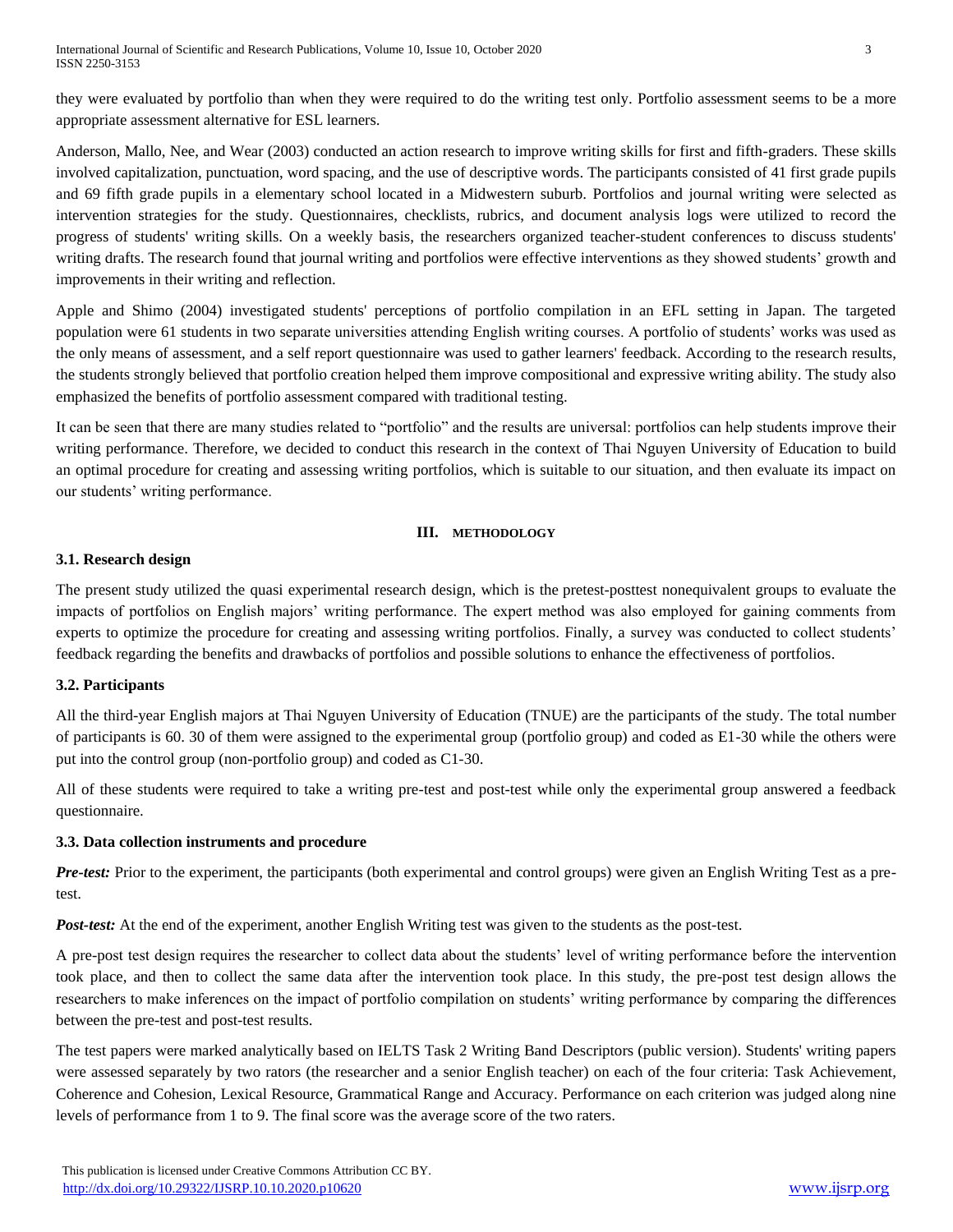they were evaluated by portfolio than when they were required to do the writing test only. Portfolio assessment seems to be a more appropriate assessment alternative for ESL learners.

Anderson, Mallo, Nee, and Wear (2003) conducted an action research to improve writing skills for first and fifth-graders. These skills involved capitalization, punctuation, word spacing, and the use of descriptive words. The participants consisted of 41 first grade pupils and 69 fifth grade pupils in a elementary school located in a Midwestern suburb. Portfolios and journal writing were selected as intervention strategies for the study. Questionnaires, checklists, rubrics, and document analysis logs were utilized to record the progress of students' writing skills. On a weekly basis, the researchers organized teacher-student conferences to discuss students' writing drafts. The research found that journal writing and portfolios were effective interventions as they showed students' growth and improvements in their writing and reflection.

Apple and Shimo (2004) investigated students' perceptions of portfolio compilation in an EFL setting in Japan. The targeted population were 61 students in two separate universities attending English writing courses. A portfolio of students' works was used as the only means of assessment, and a self report questionnaire was used to gather learners' feedback. According to the research results, the students strongly believed that portfolio creation helped them improve compositional and expressive writing ability. The study also emphasized the benefits of portfolio assessment compared with traditional testing.

It can be seen that there are many studies related to "portfolio" and the results are universal: portfolios can help students improve their writing performance. Therefore, we decided to conduct this research in the context of Thai Nguyen University of Education to build an optimal procedure for creating and assessing writing portfolios, which is suitable to our situation, and then evaluate its impact on our students' writing performance.

## III. METHODOLOGY

### 3.1. Research design

The present study utilized the quasi experimental research design, which is the pretest-posttest nonequivalent groups to evaluate the impacts of portfolios on English majors' writing performance. The expert method was also employed for gaining comments from experts to optimize the procedure for creating and assessing writing portfolios. Finally, a survey was conducted to collect students' feedback regarding the benefits and drawbacks of portfolios and possible solutions to enhance the effectiveness of portfolios.

### 3.2. Participants

All the third-year English majors at Thai Nguyen University of Education (TNUE) are the participants of the study. The total number of participants is 60. 30 of them were assigned to the experimental group (portfolio group) and coded as E1-30 while the others were put into the control group (non-portfolio group) and coded as C1-30.

All of these students were required to take a writing pre-test and post-test while only the experimental group answered a feedback questionnaire.

### 3.3. Data collection instruments and procedure

***Pre-test:*** Prior to the experiment, the participants (both experimental and control groups) were given an English Writing Test as a pre-test.

***Post-test:*** At the end of the experiment, another English Writing test was given to the students as the post-test.

A pre-post test design requires the researcher to collect data about the students' level of writing performance before the intervention took place, and then to collect the same data after the intervention took place. In this study, the pre-post test design allows the researchers to make inferences on the impact of portfolio compilation on students' writing performance by comparing the differences between the pre-test and post-test results.

The test papers were marked analytically based on IELTS Task 2 Writing Band Descriptors (public version). Students' writing papers were assessed separately by two rators (the researcher and a senior English teacher) on each of the four criteria: Task Achievement, Coherence and Cohesion, Lexical Resource, Grammatical Range and Accuracy. Performance on each criterion was judged along nine levels of performance from 1 to 9. The final score was the average score of the two raters.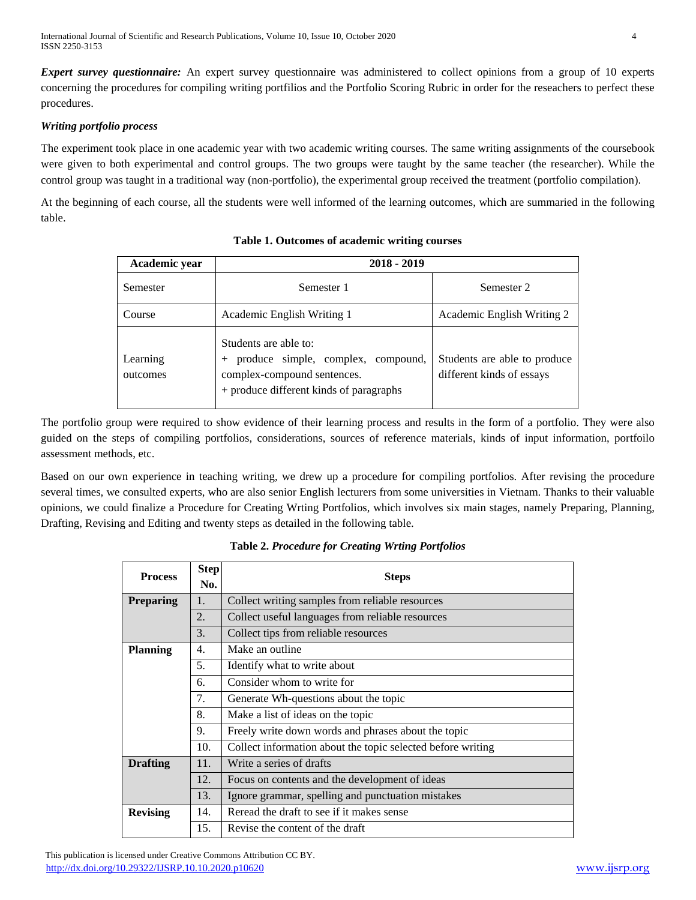***Expert survey questionnaire:*** An expert survey questionnaire was administered to collect opinions from a group of 10 experts concerning the procedures for compiling writing portfilios and the Portfolio Scoring Rubric in order for the reseachers to perfect these procedures.

***Writing portfolio process***

The experiment took place in one academic year with two academic writing courses. The same writing assignments of the coursebook were given to both experimental and control groups. The two groups were taught by the same teacher (the researcher). While the control group was taught in a traditional way (non-portfolio), the experimental group received the treatment (portfolio compilation).

At the beginning of each course, all the students were well informed of the learning outcomes, which are summaried in the following table.

**Table 1. Outcomes of academic writing courses**

| **Academic year** | **2018 - 2019** | |
|---|---|---|
| Semester | Semester 1 | Semester 2 |
| Course | Academic English Writing 1 | Academic English Writing 2 |
| Learning outcomes | Students are able to:<br>+ produce simple, complex, compound, complex-compound sentences.<br>+ produce different kinds of paragraphs | Students are able to produce different kinds of essays |

The portfolio group were required to show evidence of their learning process and results in the form of a portfolio. They were also guided on the steps of compiling portfolios, considerations, sources of reference materials, kinds of input information, portfoilo assessment methods, etc.

Based on our own experience in teaching writing, we drew up a procedure for compiling portfolios. After revising the procedure several times, we consulted experts, who are also senior English lecturers from some universities in Vietnam. Thanks to their valuable opinions, we could finalize a Procedure for Creating Wrting Portfolios, which involves six main stages, namely Preparing, Planning, Drafting, Revising and Editing and twenty steps as detailed in the following table.

**Table 2.** ***Procedure for Creating Wrting Portfolios***

| **Process** | **Step No.** | **Steps** |
|---|---|---|
| **Preparing** | 1. | Collect writing samples from reliable resources |
| | 2. | Collect useful languages from reliable resources |
| | 3. | Collect tips from reliable resources |
| **Planning** | 4. | Make an outline |
| | 5. | Identify what to write about |
| | 6. | Consider whom to write for |
| | 7. | Generate Wh-questions about the topic |
| | 8. | Make a list of ideas on the topic |
| | 9. | Freely write down words and phrases about the topic |
| | 10. | Collect information about the topic selected before writing |
| **Drafting** | 11. | Write a series of drafts |
| | 12. | Focus on contents and the development of ideas |
| | 13. | Ignore grammar, spelling and punctuation mistakes |
| **Revising** | 14. | Reread the draft to see if it makes sense |
| | 15. | Revise the content of the draft |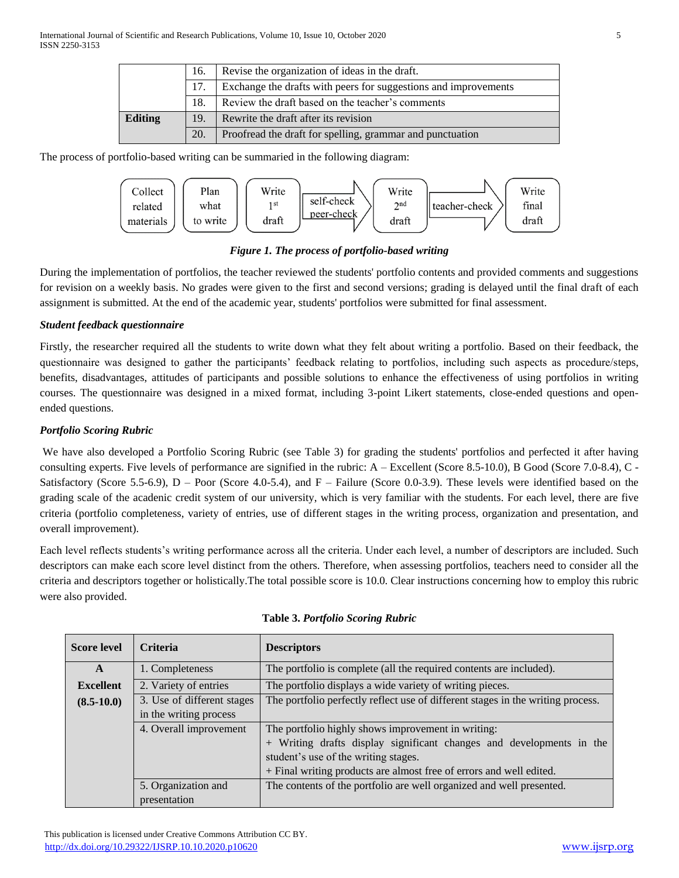|  | 16. | Revise the organization of ideas in the draft. |
|---|---|---|
|  | 17. | Exchange the drafts with peers for suggestions and improvements |
|  | 18. | Review the draft based on the teacher's comments |
| **Editing** | 19. | Rewrite the draft after its revision |
|  | 20. | Proofread the draft for spelling, grammar and punctuation |

The process of portfolio-based writing can be summaried in the following diagram:

Collect related materials → Plan what to write → Write 1st draft → self-check peer-check → Write 2nd draft → teacher-check → Write final draft

***Figure 1. The process of portfolio-based writing***

During the implementation of portfolios, the teacher reviewed the students' portfolio contents and provided comments and suggestions for revision on a weekly basis. No grades were given to the first and second versions; grading is delayed until the final draft of each assignment is submitted. At the end of the academic year, students' portfolios were submitted for final assessment.

***Student feedback questionnaire***

Firstly, the researcher required all the students to write down what they felt about writing a portfolio. Based on their feedback, the questionnaire was designed to gather the participants' feedback relating to portfolios, including such aspects as procedure/steps, benefits, disadvantages, attitudes of participants and possible solutions to enhance the effectiveness of using portfolios in writing courses. The questionnaire was designed in a mixed format, including 3-point Likert statements, close-ended questions and open-ended questions.

***Portfolio Scoring Rubric***

We have also developed a Portfolio Scoring Rubric (see Table 3) for grading the students' portfolios and perfected it after having consulting experts. Five levels of performance are signified in the rubric: A – Excellent (Score 8.5-10.0), B Good (Score 7.0-8.4), C - Satisfactory (Score 5.5-6.9), D – Poor (Score 4.0-5.4), and F – Failure (Score 0.0-3.9). These levels were identified based on the grading scale of the acadenic credit system of our university, which is very familiar with the students. For each level, there are five criteria (portfolio completeness, variety of entries, use of different stages in the writing process, organization and presentation, and overall improvement).

Each level reflects students's writing performance across all the criteria. Under each level, a number of descriptors are included. Such descriptors can make each score level distinct from the others. Therefore, when assessing portfolios, teachers need to consider all the criteria and descriptors together or holistically.The total possible score is 10.0. Clear instructions concerning how to employ this rubric were also provided.

**Table 3.** ***Portfolio Scoring Rubric***

| Score level | Criteria | Descriptors |
|---|---|---|
| **A Excellent (8.5-10.0)** | 1. Completeness | The portfolio is complete (all the required contents are included). |
|  | 2. Variety of entries | The portfolio displays a wide variety of writing pieces. |
|  | 3. Use of different stages in the writing process | The portfolio perfectly reflect use of different stages in the writing process. |
|  | 4. Overall improvement | The portfolio highly shows improvement in writing:<br>+ Writing drafts display significant changes and developments in the student's use of the writing stages.<br>+ Final writing products are almost free of errors and well edited. |
|  | 5. Organization and presentation | The contents of the portfolio are well organized and well presented. |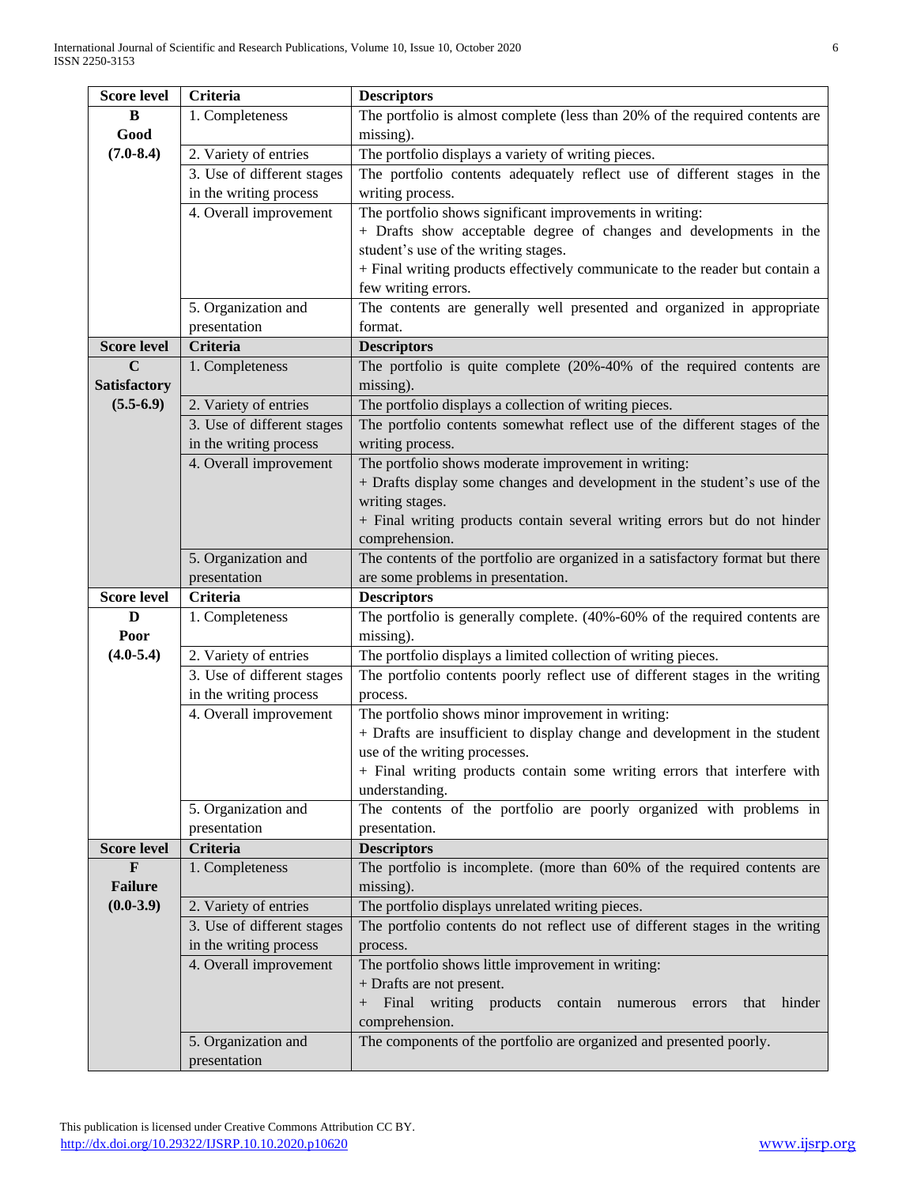| Score level | Criteria | Descriptors |
|---|---|---|
| **B Good (7.0-8.4)** | 1. Completeness | The portfolio is almost complete (less than 20% of the required contents are missing). |
| | 2. Variety of entries | The portfolio displays a variety of writing pieces. |
| | 3. Use of different stages in the writing process | The portfolio contents adequately reflect use of different stages in the writing process. |
| | 4. Overall improvement | The portfolio shows significant improvements in writing:<br>+ Drafts show acceptable degree of changes and developments in the student's use of the writing stages.<br>+ Final writing products effectively communicate to the reader but contain a few writing errors. |
| | 5. Organization and presentation | The contents are generally well presented and organized in appropriate format. |
| **Score level** | **Criteria** | **Descriptors** |
| **C Satisfactory (5.5-6.9)** | 1. Completeness | The portfolio is quite complete (20%-40% of the required contents are missing). |
| | 2. Variety of entries | The portfolio displays a collection of writing pieces. |
| | 3. Use of different stages in the writing process | The portfolio contents somewhat reflect use of the different stages of the writing process. |
| | 4. Overall improvement | The portfolio shows moderate improvement in writing:<br>+ Drafts display some changes and development in the student's use of the writing stages.<br>+ Final writing products contain several writing errors but do not hinder comprehension. |
| | 5. Organization and presentation | The contents of the portfolio are organized in a satisfactory format but there are some problems in presentation. |
| **Score level** | **Criteria** | **Descriptors** |
| **D Poor (4.0-5.4)** | 1. Completeness | The portfolio is generally complete. (40%-60% of the required contents are missing). |
| | 2. Variety of entries | The portfolio displays a limited collection of writing pieces. |
| | 3. Use of different stages in the writing process | The portfolio contents poorly reflect use of different stages in the writing process. |
| | 4. Overall improvement | The portfolio shows minor improvement in writing:<br>+ Drafts are insufficient to display change and development in the student use of the writing processes.<br>+ Final writing products contain some writing errors that interfere with understanding. |
| | 5. Organization and presentation | The contents of the portfolio are poorly organized with problems in presentation. |
| **Score level** | **Criteria** | **Descriptors** |
| **F Failure (0.0-3.9)** | 1. Completeness | The portfolio is incomplete. (more than 60% of the required contents are missing). |
| | 2. Variety of entries | The portfolio displays unrelated writing pieces. |
| | 3. Use of different stages in the writing process | The portfolio contents do not reflect use of different stages in the writing process. |
| | 4. Overall improvement | The portfolio shows little improvement in writing:<br>+ Drafts are not present.<br>+ Final writing products contain numerous errors that hinder comprehension. |
| | 5. Organization and presentation | The components of the portfolio are organized and presented poorly. |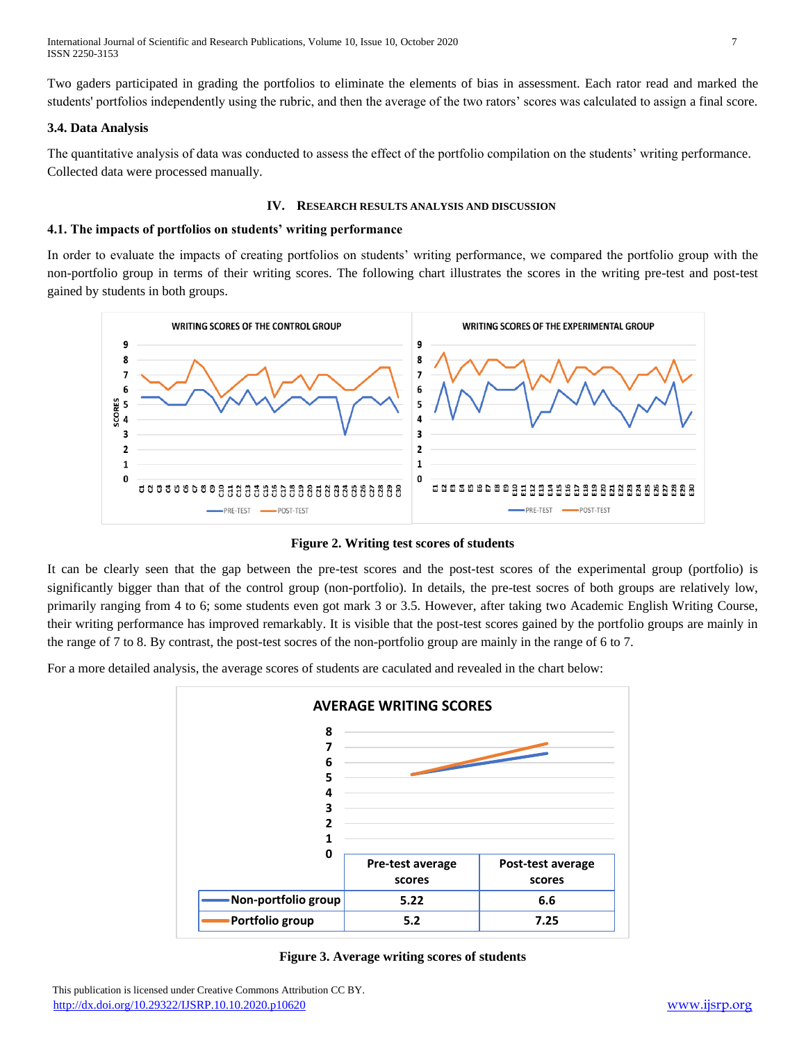Two gaders participated in grading the portfolios to eliminate the elements of bias in assessment. Each rator read and marked the students' portfolios independently using the rubric, and then the average of the two rators' scores was calculated to assign a final score.

### 3.4. Data Analysis

The quantitative analysis of data was conducted to assess the effect of the portfolio compilation on the students' writing performance. Collected data were processed manually.

## IV. Research results analysis and discussion

### 4.1. The impacts of portfolios on students' writing performance

In order to evaluate the impacts of creating portfolios on students' writing performance, we compared the portfolio group with the non-portfolio group in terms of their writing scores. The following chart illustrates the scores in the writing pre-test and post-test gained by students in both groups.

**Figure 2. Writing test scores of students**

It can be clearly seen that the gap between the pre-test scores and the post-test scores of the experimental group (portfolio) is significantly bigger than that of the control group (non-portfolio). In details, the pre-test socres of both groups are relatively low, primarily ranging from 4 to 6; some students even got mark 3 or 3.5. However, after taking two Academic English Writing Course, their writing performance has improved remarkably. It is visible that the post-test scores gained by the portfolio groups are mainly in the range of 7 to 8. By contrast, the post-test socres of the non-portfolio group are mainly in the range of 6 to 7.

For a more detailed analysis, the average scores of students are caculated and revealed in the chart below:

| | Pre-test average scores | Post-test average scores |
|---|---|---|
| Non-portfolio group | 5.22 | 6.6 |
| Portfolio group | 5.2 | 7.25 |

**Figure 3. Average writing scores of students**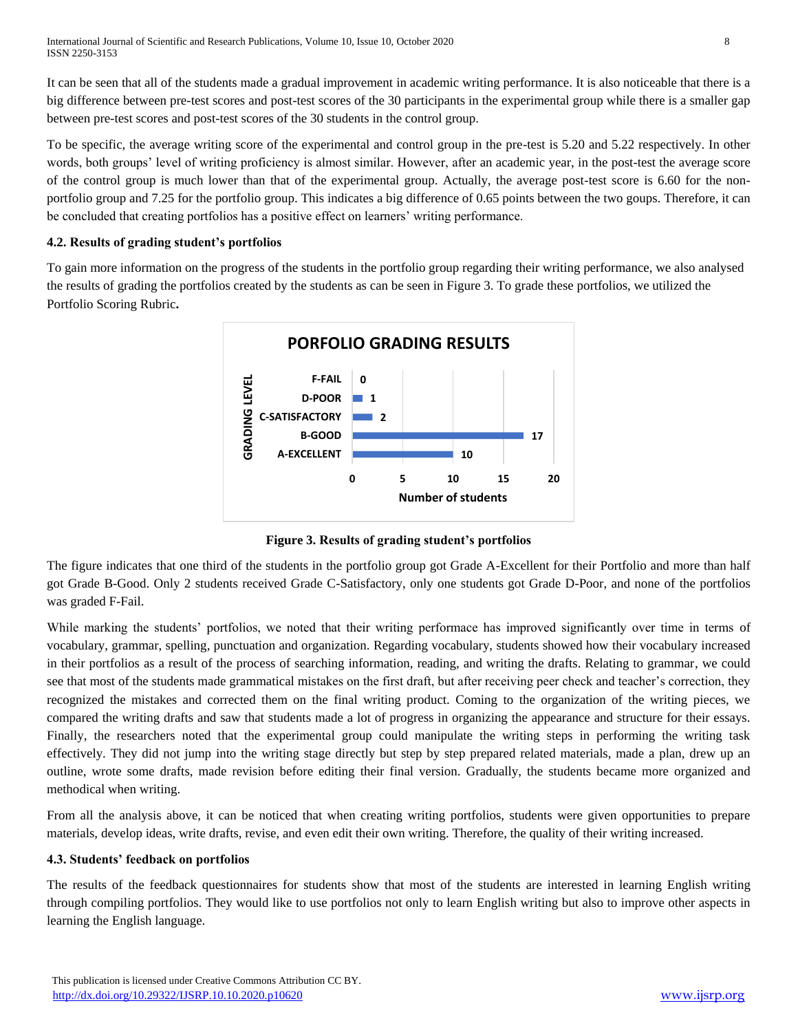It can be seen that all of the students made a gradual improvement in academic writing performance. It is also noticeable that there is a big difference between pre-test scores and post-test scores of the 30 participants in the experimental group while there is a smaller gap between pre-test scores and post-test scores of the 30 students in the control group.

To be specific, the average writing score of the experimental and control group in the pre-test is 5.20 and 5.22 respectively. In other words, both groups' level of writing proficiency is almost similar. However, after an academic year, in the post-test the average score of the control group is much lower than that of the experimental group. Actually, the average post-test score is 6.60 for the non-portfolio group and 7.25 for the portfolio group. This indicates a big difference of 0.65 points between the two goups. Therefore, it can be concluded that creating portfolios has a positive effect on learners' writing performance.

### 4.2. Results of grading student's portfolios

To gain more information on the progress of the students in the portfolio group regarding their writing performance, we also analysed the results of grading the portfolios created by the students as can be seen in Figure 3. To grade these portfolios, we utilized the Portfolio Scoring Rubric**.**

**PORFOLIO GRADING RESULTS**

| GRADING LEVEL | Number of students |
| --- | --- |
| F-FAIL | 0 |
| D-POOR | 1 |
| C-SATISFACTORY | 2 |
| B-GOOD | 17 |
| A-EXCELLENT | 10 |

**Figure 3. Results of grading student's portfolios**

The figure indicates that one third of the students in the portfolio group got Grade A-Excellent for their Portfolio and more than half got Grade B-Good. Only 2 students received Grade C-Satisfactory, only one students got Grade D-Poor, and none of the portfolios was graded F-Fail.

While marking the students' portfolios, we noted that their writing performace has improved significantly over time in terms of vocabulary, grammar, spelling, punctuation and organization. Regarding vocabulary, students showed how their vocabulary increased in their portfolios as a result of the process of searching information, reading, and writing the drafts. Relating to grammar, we could see that most of the students made grammatical mistakes on the first draft, but after receiving peer check and teacher's correction, they recognized the mistakes and corrected them on the final writing product. Coming to the organization of the writing pieces, we compared the writing drafts and saw that students made a lot of progress in organizing the appearance and structure for their essays. Finally, the researchers noted that the experimental group could manipulate the writing steps in performing the writing task effectively. They did not jump into the writing stage directly but step by step prepared related materials, made a plan, drew up an outline, wrote some drafts, made revision before editing their final version. Gradually, the students became more organized and methodical when writing.

From all the analysis above, it can be noticed that when creating writing portfolios, students were given opportunities to prepare materials, develop ideas, write drafts, revise, and even edit their own writing. Therefore, the quality of their writing increased.

### 4.3. Students' feedback on portfolios

The results of the feedback questionnaires for students show that most of the students are interested in learning English writing through compiling portfolios. They would like to use portfolios not only to learn English writing but also to improve other aspects in learning the English language.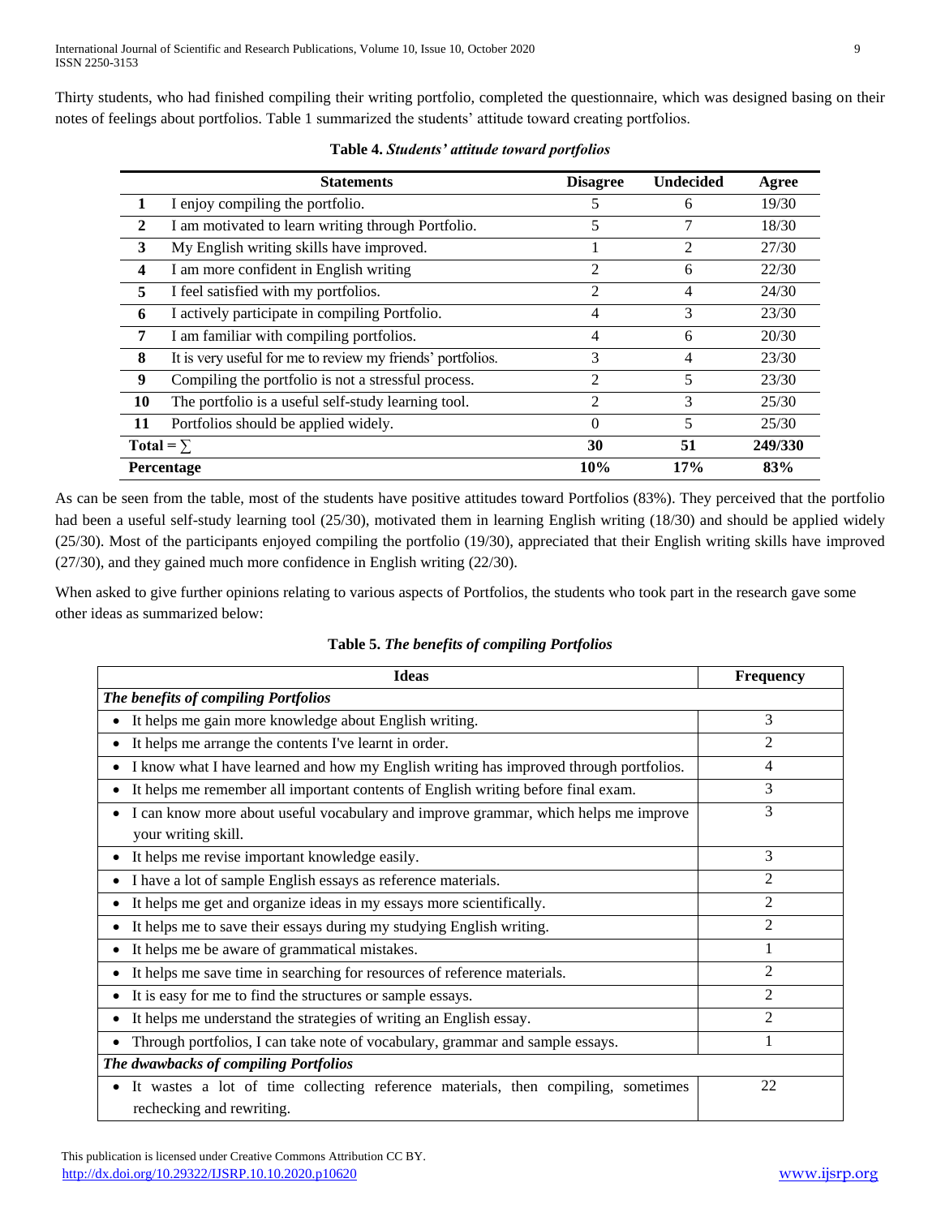Thirty students, who had finished compiling their writing portfolio, completed the questionnaire, which was designed basing on their notes of feelings about portfolios. Table 1 summarized the students' attitude toward creating portfolios.

**Table 4.** ***Students' attitude toward portfolios***

| | Statements | Disagree | Undecided | Agree |
|---|---|---|---|---|
| **1** | I enjoy compiling the portfolio. | 5 | 6 | 19/30 |
| **2** | I am motivated to learn writing through Portfolio. | 5 | 7 | 18/30 |
| **3** | My English writing skills have improved. | 1 | 2 | 27/30 |
| **4** | I am more confident in English writing | 2 | 6 | 22/30 |
| **5** | I feel satisfied with my portfolios. | 2 | 4 | 24/30 |
| **6** | I actively participate in compiling Portfolio. | 4 | 3 | 23/30 |
| **7** | I am familiar with compiling portfolios. | 4 | 6 | 20/30 |
| **8** | It is very useful for me to review my friends' portfolios. | 3 | 4 | 23/30 |
| **9** | Compiling the portfolio is not a stressful process. | 2 | 5 | 23/30 |
| **10** | The portfolio is a useful self-study learning tool. | 2 | 3 | 25/30 |
| **11** | Portfolios should be applied widely. | 0 | 5 | 25/30 |
| **Total = ∑** | | **30** | **51** | **249/330** |
| **Percentage** | | **10%** | **17%** | **83%** |

As can be seen from the table, most of the students have positive attitudes toward Portfolios (83%). They perceived that the portfolio had been a useful self-study learning tool (25/30), motivated them in learning English writing (18/30) and should be applied widely (25/30). Most of the participants enjoyed compiling the portfolio (19/30), appreciated that their English writing skills have improved (27/30), and they gained much more confidence in English writing (22/30).

When asked to give further opinions relating to various aspects of Portfolios, the students who took part in the research gave some other ideas as summarized below:

**Table 5.** ***The benefits of compiling Portfolios***

| Ideas | Frequency |
|---|---|
| ***The benefits of compiling Portfolios*** | |
| • It helps me gain more knowledge about English writing. | 3 |
| • It helps me arrange the contents I've learnt in order. | 2 |
| • I know what I have learned and how my English writing has improved through portfolios. | 4 |
| • It helps me remember all important contents of English writing before final exam. | 3 |
| • I can know more about useful vocabulary and improve grammar, which helps me improve your writing skill. | 3 |
| • It helps me revise important knowledge easily. | 3 |
| • I have a lot of sample English essays as reference materials. | 2 |
| • It helps me get and organize ideas in my essays more scientifically. | 2 |
| • It helps me to save their essays during my studying English writing. | 2 |
| • It helps me be aware of grammatical mistakes. | 1 |
| • It helps me save time in searching for resources of reference materials. | 2 |
| • It is easy for me to find the structures or sample essays. | 2 |
| • It helps me understand the strategies of writing an English essay. | 2 |
| • Through portfolios, I can take note of vocabulary, grammar and sample essays. | 1 |
| ***The dwawbacks of compiling Portfolios*** | |
| • It wastes a lot of time collecting reference materials, then compiling, sometimes rechecking and rewriting. | 22 |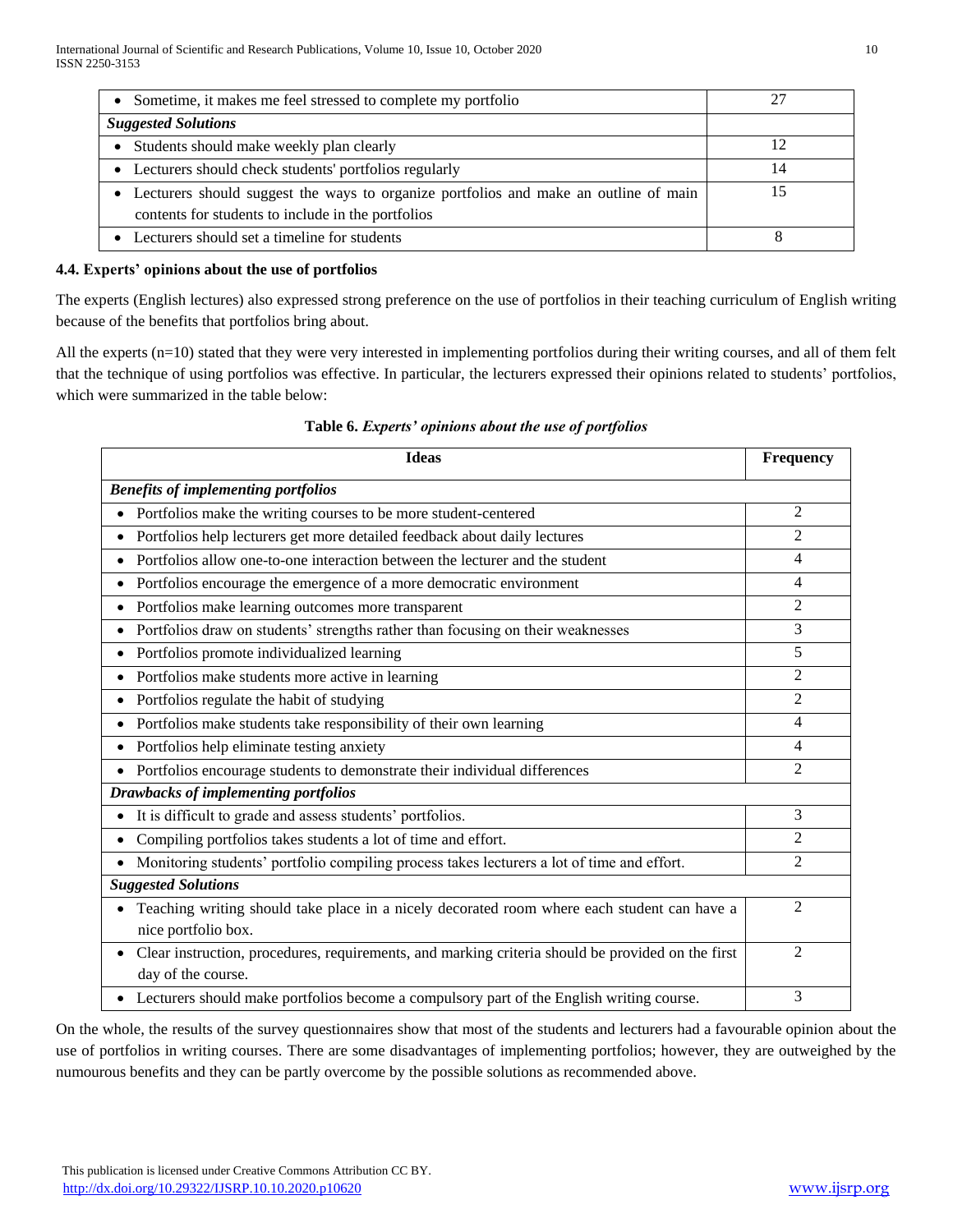| | |
|---|---|
| • Sometime, it makes me feel stressed to complete my portfolio | 27 |
| ***Suggested Solutions*** | |
| • Students should make weekly plan clearly | 12 |
| • Lecturers should check students' portfolios regularly | 14 |
| • Lecturers should suggest the ways to organize portfolios and make an outline of main contents for students to include in the portfolios | 15 |
| • Lecturers should set a timeline for students | 8 |

### 4.4. Experts' opinions about the use of portfolios

The experts (English lectures) also expressed strong preference on the use of portfolios in their teaching curriculum of English writing because of the benefits that portfolios bring about.

All the experts (n=10) stated that they were very interested in implementing portfolios during their writing courses, and all of them felt that the technique of using portfolios was effective. In particular, the lecturers expressed their opinions related to students' portfolios, which were summarized in the table below:

**Table 6.** ***Experts' opinions about the use of portfolios***

| Ideas | Frequency |
|---|---|
| ***Benefits of implementing portfolios*** | |
| • Portfolios make the writing courses to be more student-centered | 2 |
| • Portfolios help lecturers get more detailed feedback about daily lectures | 2 |
| • Portfolios allow one-to-one interaction between the lecturer and the student | 4 |
| • Portfolios encourage the emergence of a more democratic environment | 4 |
| • Portfolios make learning outcomes more transparent | 2 |
| • Portfolios draw on students' strengths rather than focusing on their weaknesses | 3 |
| • Portfolios promote individualized learning | 5 |
| • Portfolios make students more active in learning | 2 |
| • Portfolios regulate the habit of studying | 2 |
| • Portfolios make students take responsibility of their own learning | 4 |
| • Portfolios help eliminate testing anxiety | 4 |
| • Portfolios encourage students to demonstrate their individual differences | 2 |
| ***Drawbacks of implementing portfolios*** | |
| • It is difficult to grade and assess students' portfolios. | 3 |
| • Compiling portfolios takes students a lot of time and effort. | 2 |
| • Monitoring students' portfolio compiling process takes lecturers a lot of time and effort. | 2 |
| ***Suggested Solutions*** | |
| • Teaching writing should take place in a nicely decorated room where each student can have a nice portfolio box. | 2 |
| • Clear instruction, procedures, requirements, and marking criteria should be provided on the first day of the course. | 2 |
| • Lecturers should make portfolios become a compulsory part of the English writing course. | 3 |

On the whole, the results of the survey questionnaires show that most of the students and lecturers had a favourable opinion about the use of portfolios in writing courses. There are some disadvantages of implementing portfolios; however, they are outweighed by the numourous benefits and they can be partly overcome by the possible solutions as recommended above.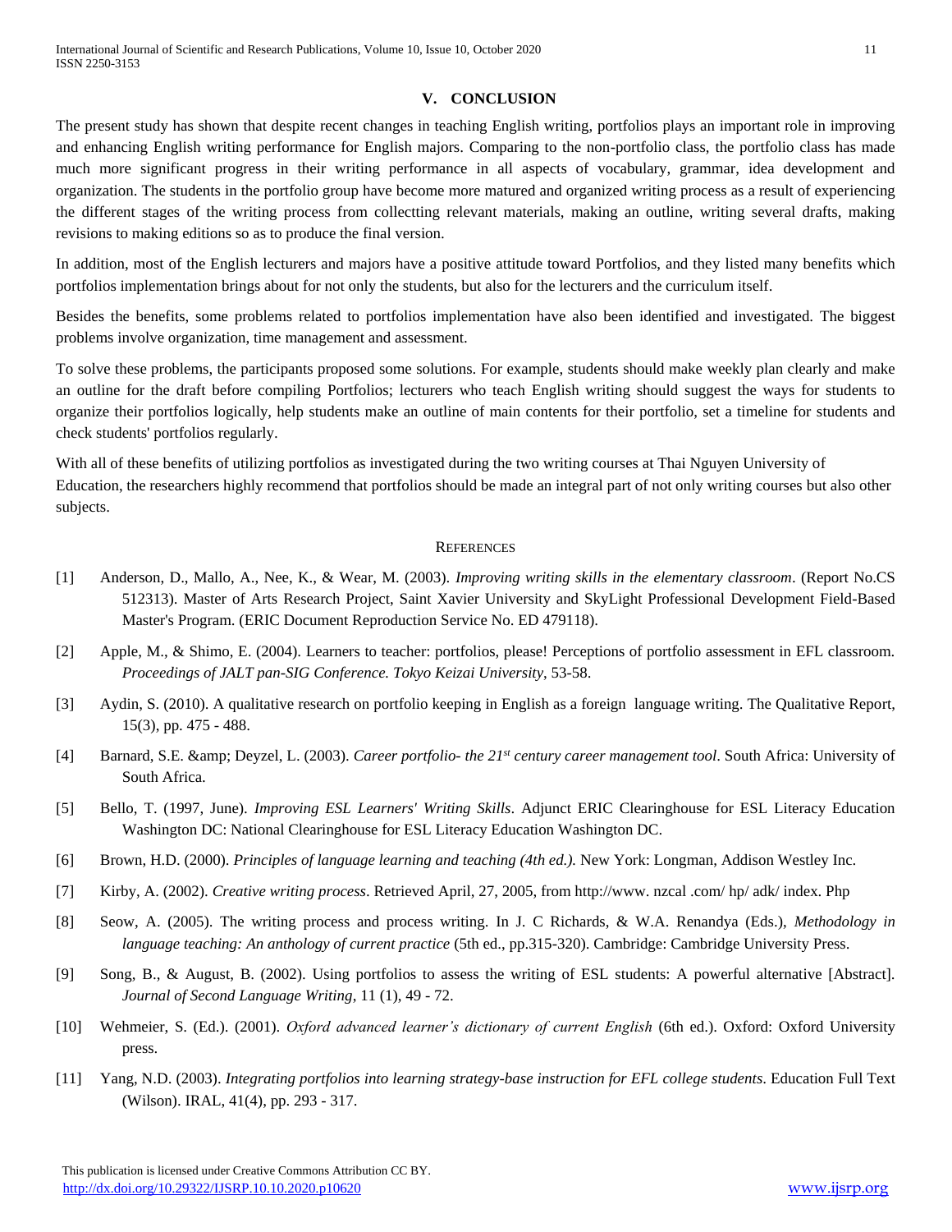## V. CONCLUSION

The present study has shown that despite recent changes in teaching English writing, portfolios plays an important role in improving and enhancing English writing performance for English majors. Comparing to the non-portfolio class, the portfolio class has made much more significant progress in their writing performance in all aspects of vocabulary, grammar, idea development and organization. The students in the portfolio group have become more matured and organized writing process as a result of experiencing the different stages of the writing process from collectting relevant materials, making an outline, writing several drafts, making revisions to making editions so as to produce the final version.

In addition, most of the English lecturers and majors have a positive attitude toward Portfolios, and they listed many benefits which portfolios implementation brings about for not only the students, but also for the lecturers and the curriculum itself.

Besides the benefits, some problems related to portfolios implementation have also been identified and investigated. The biggest problems involve organization, time management and assessment.

To solve these problems, the participants proposed some solutions. For example, students should make weekly plan clearly and make an outline for the draft before compiling Portfolios; lecturers who teach English writing should suggest the ways for students to organize their portfolios logically, help students make an outline of main contents for their portfolio, set a timeline for students and check students' portfolios regularly.

With all of these benefits of utilizing portfolios as investigated during the two writing courses at Thai Nguyen University of Education, the researchers highly recommend that portfolios should be made an integral part of not only writing courses but also other subjects.

## REFERENCES

[1] Anderson, D., Mallo, A., Nee, K., & Wear, M. (2003). *Improving writing skills in the elementary classroom*. (Report No.CS 512313). Master of Arts Research Project, Saint Xavier University and SkyLight Professional Development Field-Based Master's Program. (ERIC Document Reproduction Service No. ED 479118).

[2] Apple, M., & Shimo, E. (2004). Learners to teacher: portfolios, please! Perceptions of portfolio assessment in EFL classroom. *Proceedings of JALT pan-SIG Conference. Tokyo Keizai University*, 53-58.

[3] Aydin, S. (2010). A qualitative research on portfolio keeping in English as a foreign language writing. The Qualitative Report, 15(3), pp. 475 - 488.

[4] Barnard, S.E. &amp; Deyzel, L. (2003). *Career portfolio- the 21st century career management tool*. South Africa: University of South Africa.

[5] Bello, T. (1997, June). *Improving ESL Learners' Writing Skills*. Adjunct ERIC Clearinghouse for ESL Literacy Education Washington DC: National Clearinghouse for ESL Literacy Education Washington DC.

[6] Brown, H.D. (2000). *Principles of language learning and teaching (4th ed.).* New York: Longman, Addison Westley Inc.

[7] Kirby, A. (2002). *Creative writing process*. Retrieved April, 27, 2005, from http://www. nzcal .com/ hp/ adk/ index. Php

[8] Seow, A. (2005). The writing process and process writing. In J. C Richards, & W.A. Renandya (Eds.), *Methodology in language teaching: An anthology of current practice* (5th ed., pp.315-320). Cambridge: Cambridge University Press.

[9] Song, B., & August, B. (2002). Using portfolios to assess the writing of ESL students: A powerful alternative [Abstract]. *Journal of Second Language Writing*, 11 (1), 49 - 72.

[10] Wehmeier, S. (Ed.). (2001). *Oxford advanced learner's dictionary of current English* (6th ed.). Oxford: Oxford University press.

[11] Yang, N.D. (2003). *Integrating portfolios into learning strategy-base instruction for EFL college students*. Education Full Text (Wilson). IRAL, 41(4), pp. 293 - 317.

This publication is licensed under Creative Commons Attribution CC BY.
http://dx.doi.org/10.29322/IJSRP.10.10.2020.p10620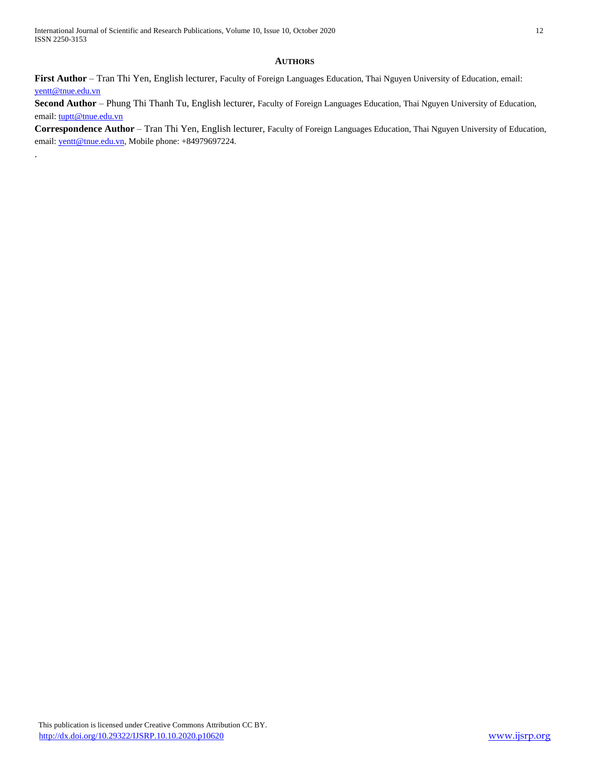## AUTHORS

**First Author** – Tran Thi Yen, English lecturer, Faculty of Foreign Languages Education, Thai Nguyen University of Education, email: yentt@tnue.edu.vn

**Second Author** – Phung Thi Thanh Tu, English lecturer, Faculty of Foreign Languages Education, Thai Nguyen University of Education, email: tuptt@tnue.edu.vn

**Correspondence Author** – Tran Thi Yen, English lecturer, Faculty of Foreign Languages Education, Thai Nguyen University of Education, email: yentt@tnue.edu.vn, Mobile phone: +84979697224.

.

This publication is licensed under Creative Commons Attribution CC BY.
http://dx.doi.org/10.29322/IJSRP.10.10.2020.p10620